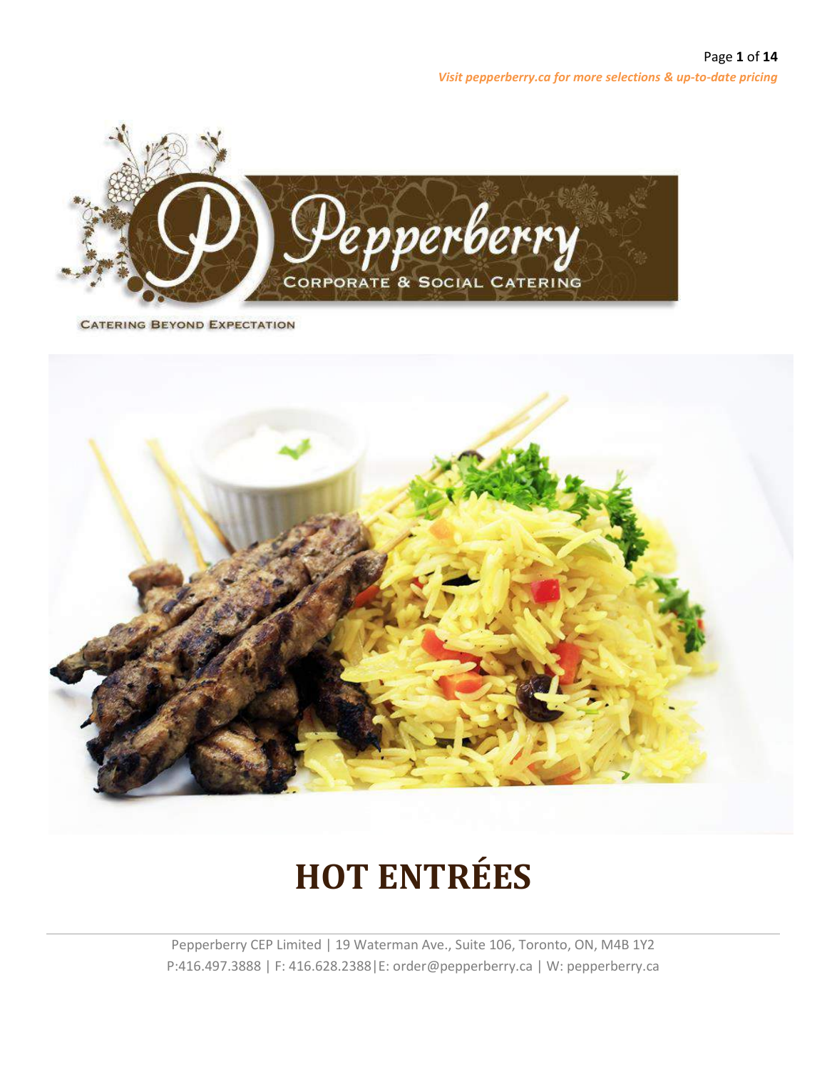*Visit pepperberry.ca for more selections & up-to-date pricing*

Pepperberry
CORPORATE & SOCIAL CATERING

CATERING BEYOND EXPECTATION

# HOT ENTRÉES

Pepperberry CEP Limited | 19 Waterman Ave., Suite 106, Toronto, ON, M4B 1Y2
P:416.497.3888 | F: 416.628.2388|E: order@pepperberry.ca | W: pepperberry.ca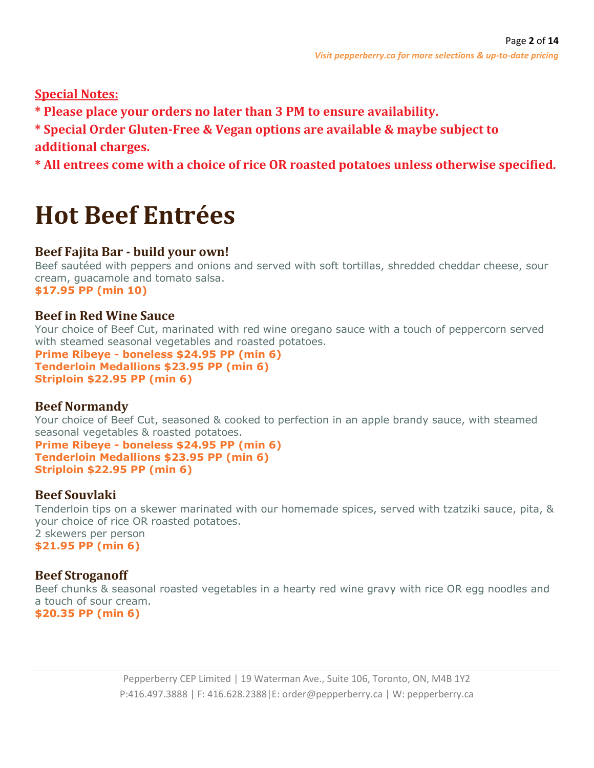**Special Notes:**

**\* Please place your orders no later than 3 PM to ensure availability.**

**\* Special Order Gluten-Free & Vegan options are available & maybe subject to additional charges.**

**\* All entrees come with a choice of rice OR roasted potatoes unless otherwise specified.**

# Hot Beef Entrées

### Beef Fajita Bar - build your own!

Beef sautéed with peppers and onions and served with soft tortillas, shredded cheddar cheese, sour cream, guacamole and tomato salsa.

**$17.95 PP (min 10)**

### Beef in Red Wine Sauce

Your choice of Beef Cut, marinated with red wine oregano sauce with a touch of peppercorn served with steamed seasonal vegetables and roasted potatoes.

**Prime Ribeye - boneless $24.95 PP (min 6)**
**Tenderloin Medallions $23.95 PP (min 6)**
**Striploin $22.95 PP (min 6)**

### Beef Normandy

Your choice of Beef Cut, seasoned & cooked to perfection in an apple brandy sauce, with steamed seasonal vegetables & roasted potatoes.

**Prime Ribeye - boneless $24.95 PP (min 6)**
**Tenderloin Medallions $23.95 PP (min 6)**
**Striploin $22.95 PP (min 6)**

### Beef Souvlaki

Tenderloin tips on a skewer marinated with our homemade spices, served with tzatziki sauce, pita, & your choice of rice OR roasted potatoes.
2 skewers per person

**$21.95 PP (min 6)**

### Beef Stroganoff

Beef chunks & seasonal roasted vegetables in a hearty red wine gravy with rice OR egg noodles and a touch of sour cream.

**$20.35 PP (min 6)**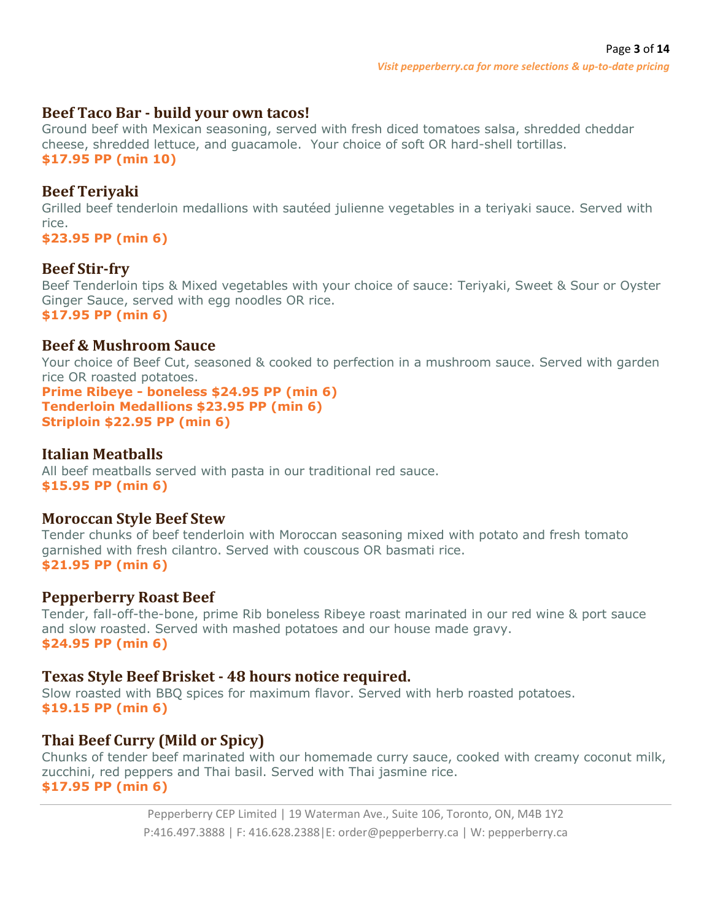## Beef Taco Bar - build your own tacos!

Ground beef with Mexican seasoning, served with fresh diced tomatoes salsa, shredded cheddar cheese, shredded lettuce, and guacamole. Your choice of soft OR hard-shell tortillas.
**$17.95 PP (min 10)**

## Beef Teriyaki

Grilled beef tenderloin medallions with sautéed julienne vegetables in a teriyaki sauce. Served with rice.
**$23.95 PP (min 6)**

## Beef Stir-fry

Beef Tenderloin tips & Mixed vegetables with your choice of sauce: Teriyaki, Sweet & Sour or Oyster Ginger Sauce, served with egg noodles OR rice.
**$17.95 PP (min 6)**

## Beef & Mushroom Sauce

Your choice of Beef Cut, seasoned & cooked to perfection in a mushroom sauce. Served with garden rice OR roasted potatoes.
**Prime Ribeye - boneless $24.95 PP (min 6)**
**Tenderloin Medallions $23.95 PP (min 6)**
**Striploin $22.95 PP (min 6)**

## Italian Meatballs

All beef meatballs served with pasta in our traditional red sauce.
**$15.95 PP (min 6)**

## Moroccan Style Beef Stew

Tender chunks of beef tenderloin with Moroccan seasoning mixed with potato and fresh tomato garnished with fresh cilantro. Served with couscous OR basmati rice.
**$21.95 PP (min 6)**

## Pepperberry Roast Beef

Tender, fall-off-the-bone, prime Rib boneless Ribeye roast marinated in our red wine & port sauce and slow roasted. Served with mashed potatoes and our house made gravy.
**$24.95 PP (min 6)**

## Texas Style Beef Brisket - 48 hours notice required.

Slow roasted with BBQ spices for maximum flavor. Served with herb roasted potatoes.
**$19.15 PP (min 6)**

## Thai Beef Curry (Mild or Spicy)

Chunks of tender beef marinated with our homemade curry sauce, cooked with creamy coconut milk, zucchini, red peppers and Thai basil. Served with Thai jasmine rice.
**$17.95 PP (min 6)**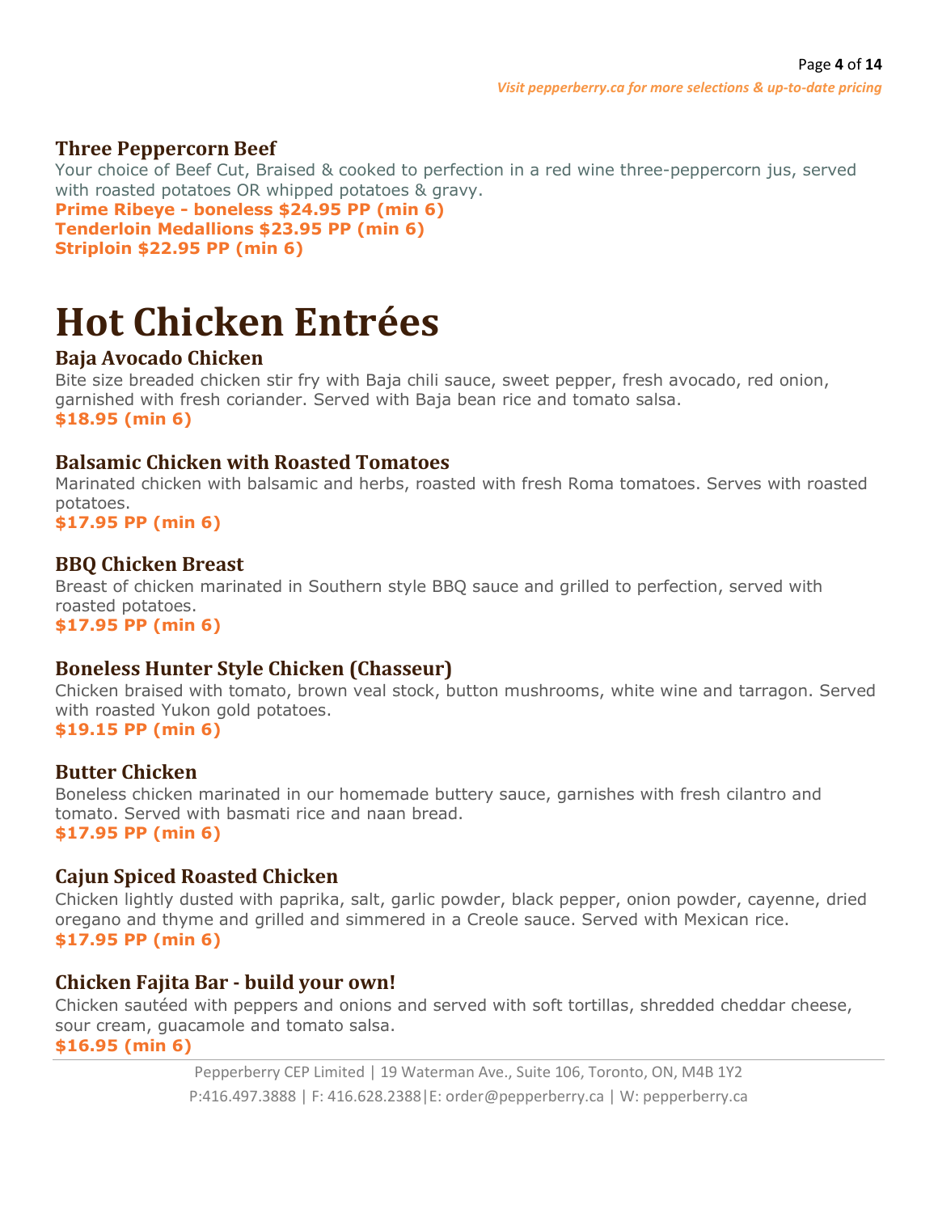### Three Peppercorn Beef

Your choice of Beef Cut, Braised & cooked to perfection in a red wine three-peppercorn jus, served with roasted potatoes OR whipped potatoes & gravy.

**Prime Ribeye - boneless $24.95 PP (min 6)**
**Tenderloin Medallions $23.95 PP (min 6)**
**Striploin $22.95 PP (min 6)**

# Hot Chicken Entrées

### Baja Avocado Chicken

Bite size breaded chicken stir fry with Baja chili sauce, sweet pepper, fresh avocado, red onion, garnished with fresh coriander. Served with Baja bean rice and tomato salsa.

**$18.95 (min 6)**

### Balsamic Chicken with Roasted Tomatoes

Marinated chicken with balsamic and herbs, roasted with fresh Roma tomatoes. Serves with roasted potatoes.

**$17.95 PP (min 6)**

### BBQ Chicken Breast

Breast of chicken marinated in Southern style BBQ sauce and grilled to perfection, served with roasted potatoes.

**$17.95 PP (min 6)**

### Boneless Hunter Style Chicken (Chasseur)

Chicken braised with tomato, brown veal stock, button mushrooms, white wine and tarragon. Served with roasted Yukon gold potatoes.

**$19.15 PP (min 6)**

### Butter Chicken

Boneless chicken marinated in our homemade buttery sauce, garnishes with fresh cilantro and tomato. Served with basmati rice and naan bread.

**$17.95 PP (min 6)**

### Cajun Spiced Roasted Chicken

Chicken lightly dusted with paprika, salt, garlic powder, black pepper, onion powder, cayenne, dried oregano and thyme and grilled and simmered in a Creole sauce. Served with Mexican rice.

**$17.95 PP (min 6)**

### Chicken Fajita Bar - build your own!

Chicken sautéed with peppers and onions and served with soft tortillas, shredded cheddar cheese, sour cream, guacamole and tomato salsa.

**$16.95 (min 6)**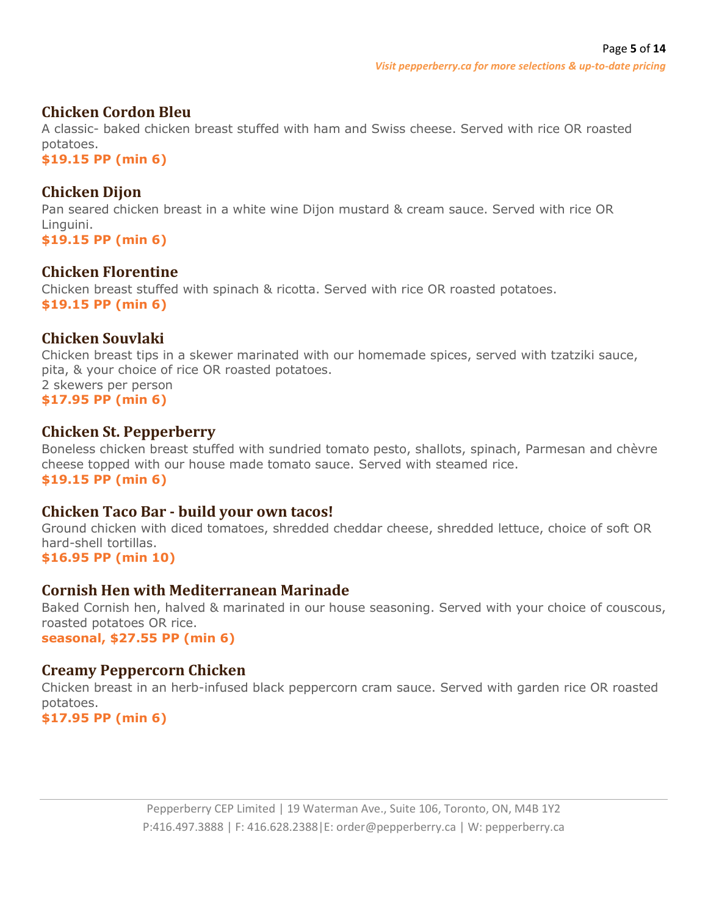## Chicken Cordon Bleu

A classic- baked chicken breast stuffed with ham and Swiss cheese. Served with rice OR roasted potatoes.

**$19.15 PP (min 6)**

## Chicken Dijon

Pan seared chicken breast in a white wine Dijon mustard & cream sauce. Served with rice OR Linguini.

**$19.15 PP (min 6)**

## Chicken Florentine

Chicken breast stuffed with spinach & ricotta. Served with rice OR roasted potatoes.

**$19.15 PP (min 6)**

## Chicken Souvlaki

Chicken breast tips in a skewer marinated with our homemade spices, served with tzatziki sauce, pita, & your choice of rice OR roasted potatoes.

2 skewers per person

**$17.95 PP (min 6)**

## Chicken St. Pepperberry

Boneless chicken breast stuffed with sundried tomato pesto, shallots, spinach, Parmesan and chèvre cheese topped with our house made tomato sauce. Served with steamed rice.

**$19.15 PP (min 6)**

## Chicken Taco Bar - build your own tacos!

Ground chicken with diced tomatoes, shredded cheddar cheese, shredded lettuce, choice of soft OR hard-shell tortillas.

**$16.95 PP (min 10)**

## Cornish Hen with Mediterranean Marinade

Baked Cornish hen, halved & marinated in our house seasoning. Served with your choice of couscous, roasted potatoes OR rice.

**seasonal, $27.55 PP (min 6)**

## Creamy Peppercorn Chicken

Chicken breast in an herb-infused black peppercorn cram sauce. Served with garden rice OR roasted potatoes.

**$17.95 PP (min 6)**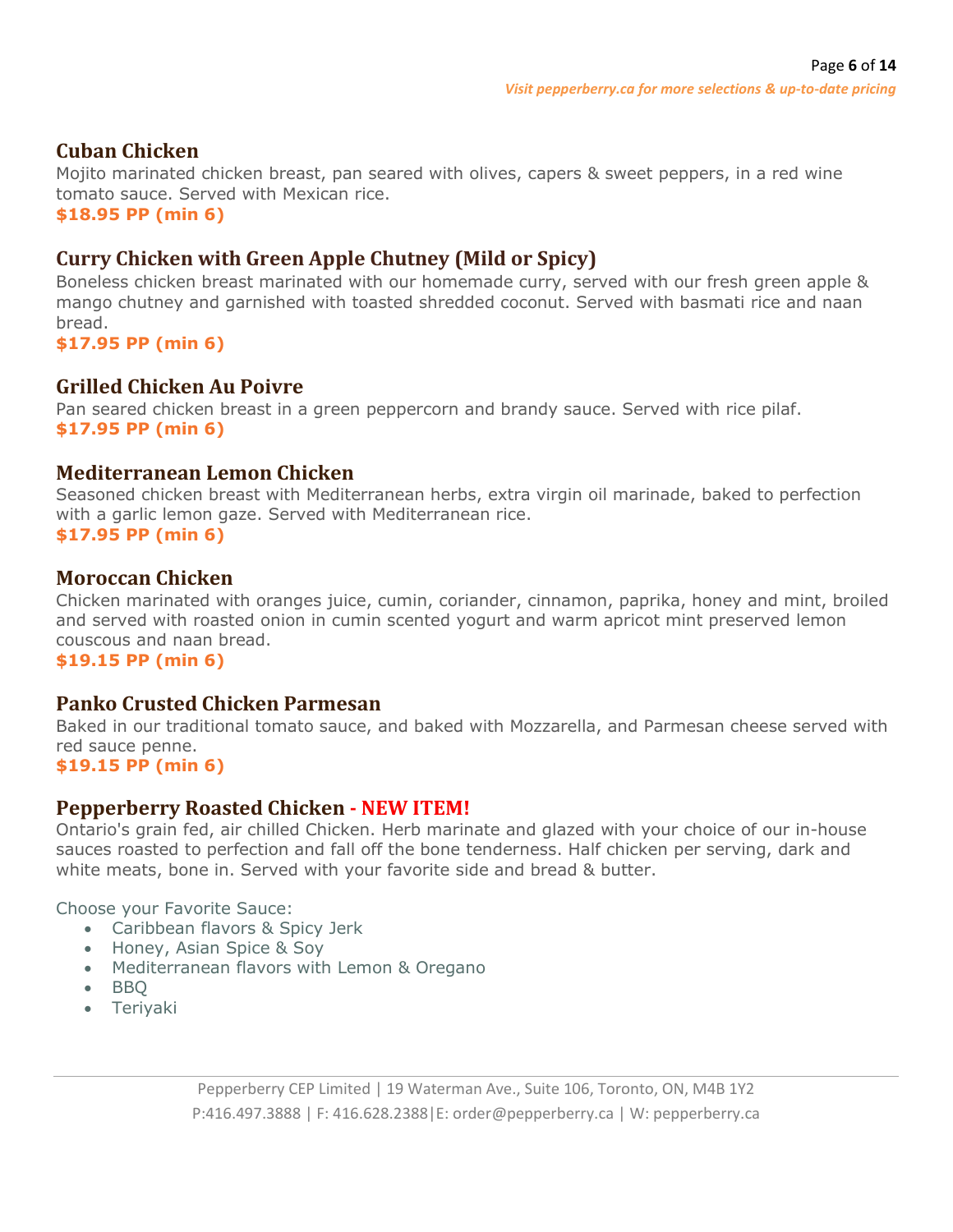## Cuban Chicken

Mojito marinated chicken breast, pan seared with olives, capers & sweet peppers, in a red wine tomato sauce. Served with Mexican rice.

**$18.95 PP (min 6)**

## Curry Chicken with Green Apple Chutney (Mild or Spicy)

Boneless chicken breast marinated with our homemade curry, served with our fresh green apple & mango chutney and garnished with toasted shredded coconut. Served with basmati rice and naan bread.

**$17.95 PP (min 6)**

## Grilled Chicken Au Poivre

Pan seared chicken breast in a green peppercorn and brandy sauce. Served with rice pilaf.

**$17.95 PP (min 6)**

## Mediterranean Lemon Chicken

Seasoned chicken breast with Mediterranean herbs, extra virgin oil marinade, baked to perfection with a garlic lemon gaze. Served with Mediterranean rice.

**$17.95 PP (min 6)**

## Moroccan Chicken

Chicken marinated with oranges juice, cumin, coriander, cinnamon, paprika, honey and mint, broiled and served with roasted onion in cumin scented yogurt and warm apricot mint preserved lemon couscous and naan bread.

**$19.15 PP (min 6)**

## Panko Crusted Chicken Parmesan

Baked in our traditional tomato sauce, and baked with Mozzarella, and Parmesan cheese served with red sauce penne.

**$19.15 PP (min 6)**

## Pepperberry Roasted Chicken - NEW ITEM!

Ontario's grain fed, air chilled Chicken. Herb marinate and glazed with your choice of our in-house sauces roasted to perfection and fall off the bone tenderness. Half chicken per serving, dark and white meats, bone in. Served with your favorite side and bread & butter.

Choose your Favorite Sauce:

- Caribbean flavors & Spicy Jerk
- Honey, Asian Spice & Soy
- Mediterranean flavors with Lemon & Oregano
- BBQ
- Teriyaki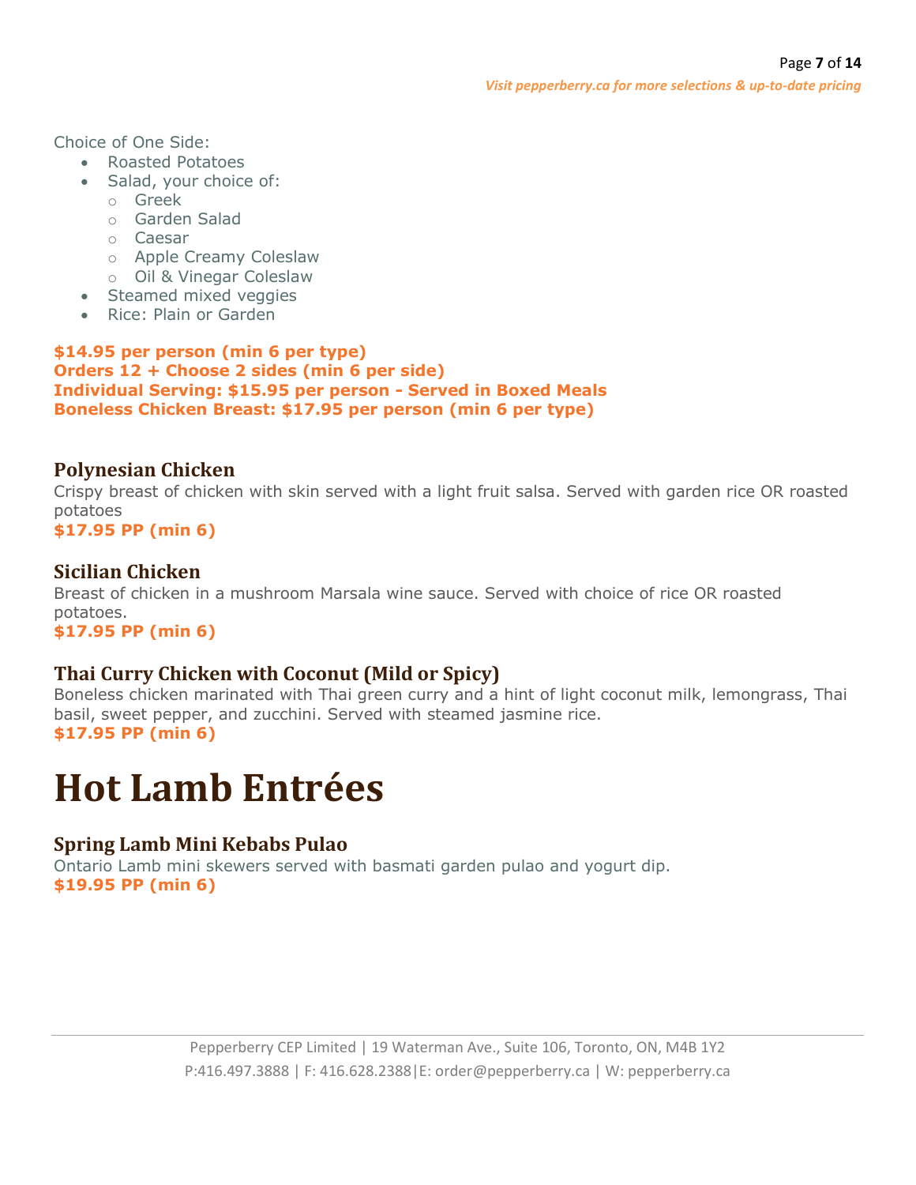Choice of One Side:

- Roasted Potatoes
- Salad, your choice of:
    - Greek
    - Garden Salad
    - Caesar
    - Apple Creamy Coleslaw
    - Oil & Vinegar Coleslaw
- Steamed mixed veggies
- Rice: Plain or Garden

**$14.95 per person (min 6 per type)**
**Orders 12 + Choose 2 sides (min 6 per side)**
**Individual Serving: $15.95 per person - Served in Boxed Meals**
**Boneless Chicken Breast: $17.95 per person (min 6 per type)**

### Polynesian Chicken

Crispy breast of chicken with skin served with a light fruit salsa. Served with garden rice OR roasted potatoes
**$17.95 PP (min 6)**

### Sicilian Chicken

Breast of chicken in a mushroom Marsala wine sauce. Served with choice of rice OR roasted potatoes.
**$17.95 PP (min 6)**

### Thai Curry Chicken with Coconut (Mild or Spicy)

Boneless chicken marinated with Thai green curry and a hint of light coconut milk, lemongrass, Thai basil, sweet pepper, and zucchini. Served with steamed jasmine rice.
**$17.95 PP (min 6)**

# Hot Lamb Entrées

### Spring Lamb Mini Kebabs Pulao

Ontario Lamb mini skewers served with basmati garden pulao and yogurt dip.
**$19.95 PP (min 6)**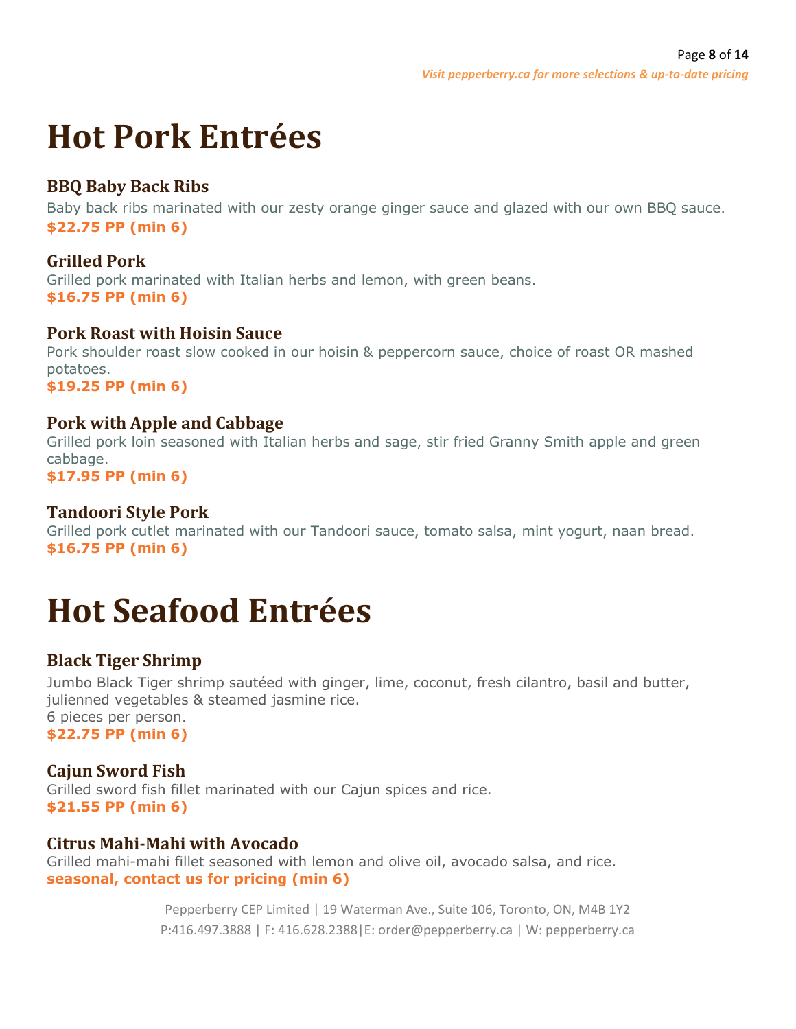# Hot Pork Entrées

### BBQ Baby Back Ribs

Baby back ribs marinated with our zesty orange ginger sauce and glazed with our own BBQ sauce.
**$22.75 PP (min 6)**

### Grilled Pork

Grilled pork marinated with Italian herbs and lemon, with green beans.
**$16.75 PP (min 6)**

### Pork Roast with Hoisin Sauce

Pork shoulder roast slow cooked in our hoisin & peppercorn sauce, choice of roast OR mashed potatoes.
**$19.25 PP (min 6)**

### Pork with Apple and Cabbage

Grilled pork loin seasoned with Italian herbs and sage, stir fried Granny Smith apple and green cabbage.
**$17.95 PP (min 6)**

### Tandoori Style Pork

Grilled pork cutlet marinated with our Tandoori sauce, tomato salsa, mint yogurt, naan bread.
**$16.75 PP (min 6)**

# Hot Seafood Entrées

### Black Tiger Shrimp

Jumbo Black Tiger shrimp sautéed with ginger, lime, coconut, fresh cilantro, basil and butter, julienned vegetables & steamed jasmine rice.
6 pieces per person.
**$22.75 PP (min 6)**

### Cajun Sword Fish

Grilled sword fish fillet marinated with our Cajun spices and rice.
**$21.55 PP (min 6)**

### Citrus Mahi-Mahi with Avocado

Grilled mahi-mahi fillet seasoned with lemon and olive oil, avocado salsa, and rice.
**seasonal, contact us for pricing (min 6)**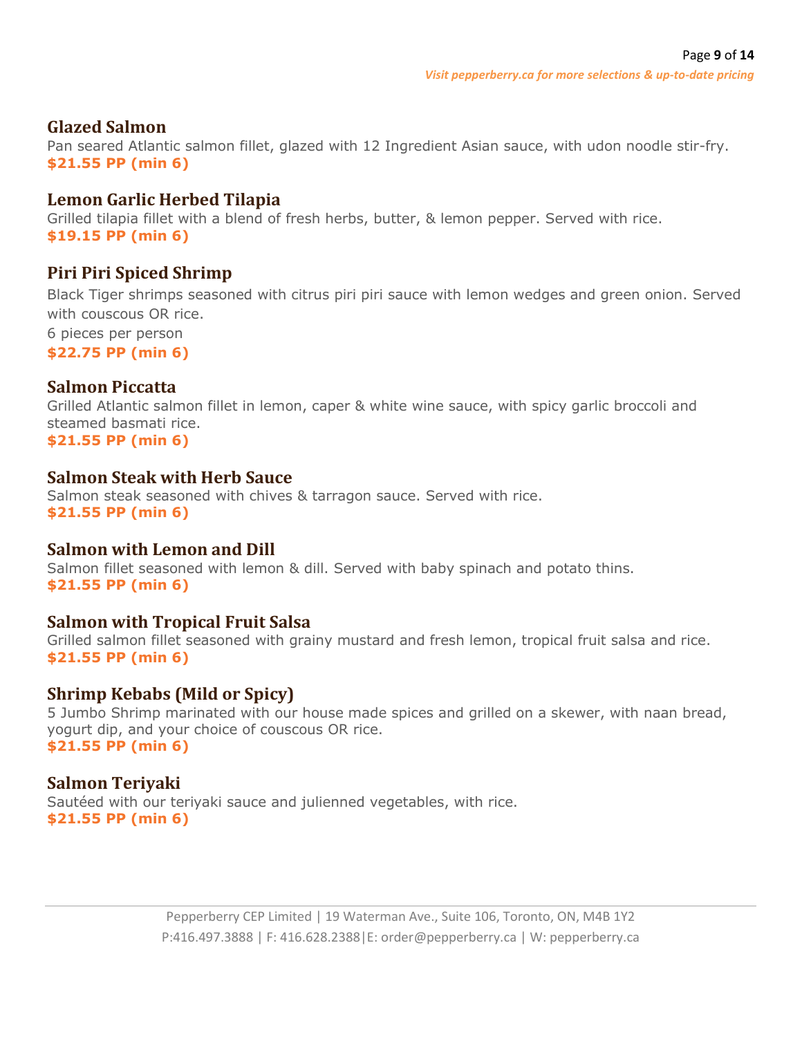### Glazed Salmon
Pan seared Atlantic salmon fillet, glazed with 12 Ingredient Asian sauce, with udon noodle stir-fry.
**$21.55 PP (min 6)**

### Lemon Garlic Herbed Tilapia
Grilled tilapia fillet with a blend of fresh herbs, butter, & lemon pepper. Served with rice.
**$19.15 PP (min 6)**

### Piri Piri Spiced Shrimp
Black Tiger shrimps seasoned with citrus piri piri sauce with lemon wedges and green onion. Served with couscous OR rice.

6 pieces per person

**$22.75 PP (min 6)**

### Salmon Piccatta
Grilled Atlantic salmon fillet in lemon, caper & white wine sauce, with spicy garlic broccoli and steamed basmati rice.
**$21.55 PP (min 6)**

### Salmon Steak with Herb Sauce
Salmon steak seasoned with chives & tarragon sauce. Served with rice.
**$21.55 PP (min 6)**

### Salmon with Lemon and Dill
Salmon fillet seasoned with lemon & dill. Served with baby spinach and potato thins.
**$21.55 PP (min 6)**

### Salmon with Tropical Fruit Salsa
Grilled salmon fillet seasoned with grainy mustard and fresh lemon, tropical fruit salsa and rice.
**$21.55 PP (min 6)**

### Shrimp Kebabs (Mild or Spicy)
5 Jumbo Shrimp marinated with our house made spices and grilled on a skewer, with naan bread, yogurt dip, and your choice of couscous OR rice.
**$21.55 PP (min 6)**

### Salmon Teriyaki
Sautéed with our teriyaki sauce and julienned vegetables, with rice.
**$21.55 PP (min 6)**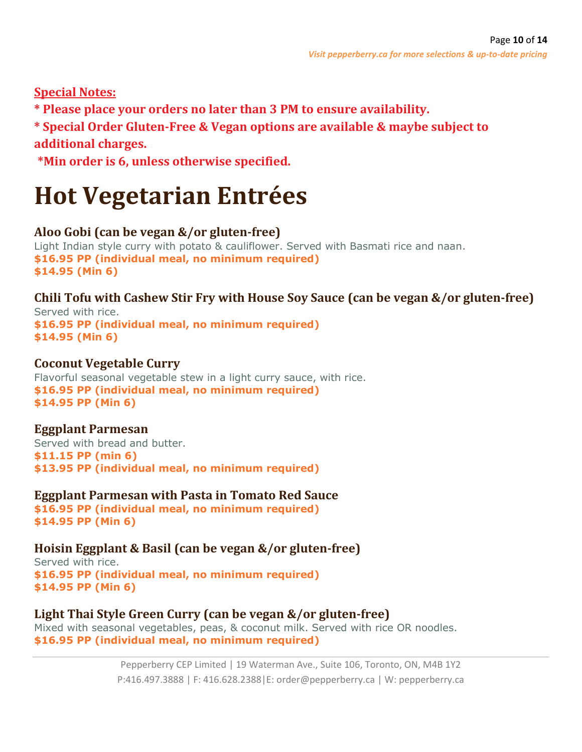**Special Notes:**

**\* Please place your orders no later than 3 PM to ensure availability.**

**\* Special Order Gluten-Free & Vegan options are available & maybe subject to additional charges.**

**\*Min order is 6, unless otherwise specified.**

# Hot Vegetarian Entrées

### Aloo Gobi (can be vegan &/or gluten-free)

Light Indian style curry with potato & cauliflower. Served with Basmati rice and naan.
**$16.95 PP (individual meal, no minimum required)**
**$14.95 (Min 6)**

### Chili Tofu with Cashew Stir Fry with House Soy Sauce (can be vegan &/or gluten-free)

Served with rice.
**$16.95 PP (individual meal, no minimum required)**
**$14.95 (Min 6)**

### Coconut Vegetable Curry

Flavorful seasonal vegetable stew in a light curry sauce, with rice.
**$16.95 PP (individual meal, no minimum required)**
**$14.95 PP (Min 6)**

### Eggplant Parmesan

Served with bread and butter.
**$11.15 PP (min 6)**
**$13.95 PP (individual meal, no minimum required)**

### Eggplant Parmesan with Pasta in Tomato Red Sauce

**$16.95 PP (individual meal, no minimum required)**
**$14.95 PP (Min 6)**

### Hoisin Eggplant & Basil (can be vegan &/or gluten-free)

Served with rice.
**$16.95 PP (individual meal, no minimum required)**
**$14.95 PP (Min 6)**

### Light Thai Style Green Curry (can be vegan &/or gluten-free)

Mixed with seasonal vegetables, peas, & coconut milk. Served with rice OR noodles.
**$16.95 PP (individual meal, no minimum required)**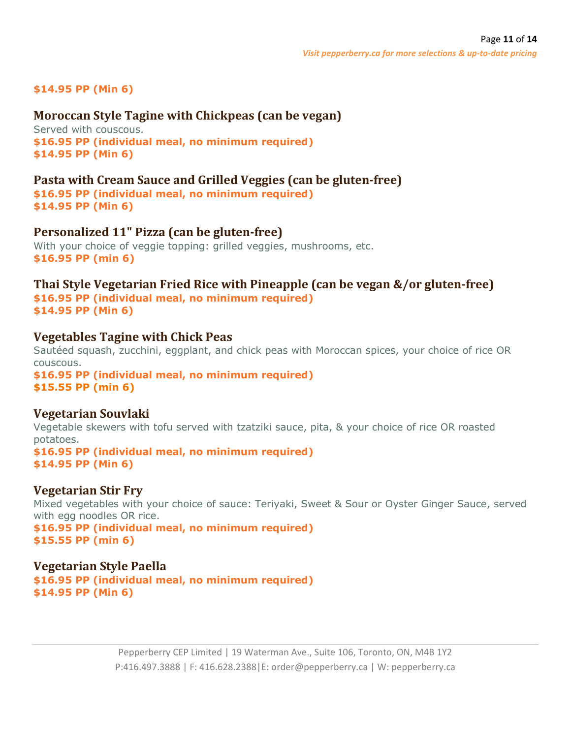**$14.95 PP (Min 6)**

### Moroccan Style Tagine with Chickpeas (can be vegan)

Served with couscous.

**$16.95 PP (individual meal, no minimum required)**
**$14.95 PP (Min 6)**

### Pasta with Cream Sauce and Grilled Veggies (can be gluten-free)

**$16.95 PP (individual meal, no minimum required)**
**$14.95 PP (Min 6)**

### Personalized 11" Pizza (can be gluten-free)

With your choice of veggie topping: grilled veggies, mushrooms, etc.

**$16.95 PP (min 6)**

### Thai Style Vegetarian Fried Rice with Pineapple (can be vegan &/or gluten-free)

**$16.95 PP (individual meal, no minimum required)**
**$14.95 PP (Min 6)**

### Vegetables Tagine with Chick Peas

Sautéed squash, zucchini, eggplant, and chick peas with Moroccan spices, your choice of rice OR couscous.

**$16.95 PP (individual meal, no minimum required)**
**$15.55 PP (min 6)**

### Vegetarian Souvlaki

Vegetable skewers with tofu served with tzatziki sauce, pita, & your choice of rice OR roasted potatoes.

**$16.95 PP (individual meal, no minimum required)**
**$14.95 PP (Min 6)**

### Vegetarian Stir Fry

Mixed vegetables with your choice of sauce: Teriyaki, Sweet & Sour or Oyster Ginger Sauce, served with egg noodles OR rice.

**$16.95 PP (individual meal, no minimum required)**
**$15.55 PP (min 6)**

### Vegetarian Style Paella

**$16.95 PP (individual meal, no minimum required)**
**$14.95 PP (Min 6)**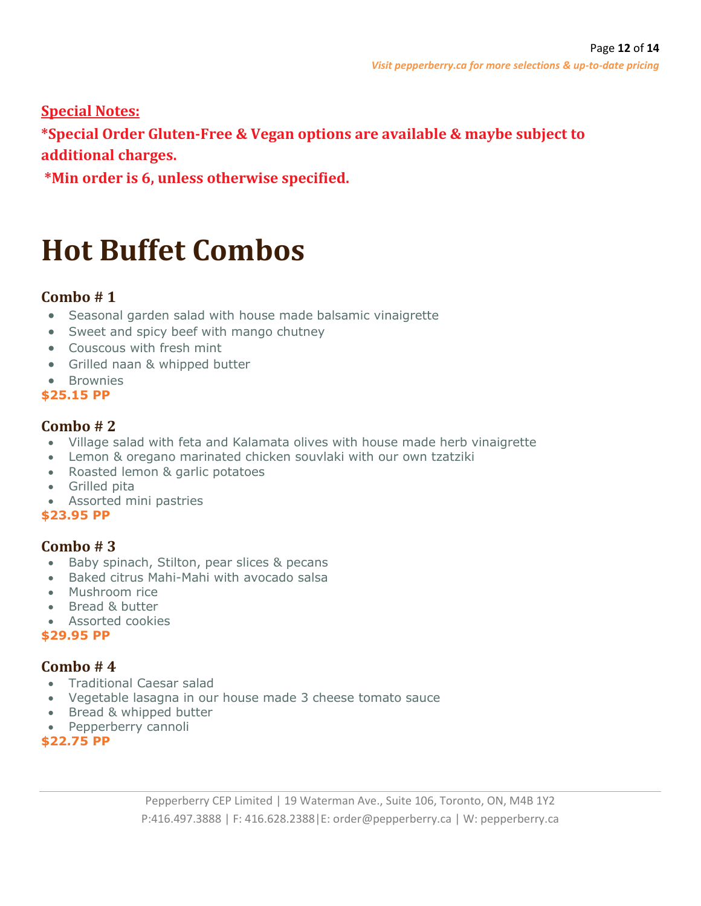**Special Notes:**

***Special Order Gluten-Free & Vegan options are available & maybe subject to additional charges.**

***Min order is 6, unless otherwise specified.**

# Hot Buffet Combos

### Combo # 1

- Seasonal garden salad with house made balsamic vinaigrette
- Sweet and spicy beef with mango chutney
- Couscous with fresh mint
- Grilled naan & whipped butter
- Brownies

**$25.15 PP**

### Combo # 2

- Village salad with feta and Kalamata olives with house made herb vinaigrette
- Lemon & oregano marinated chicken souvlaki with our own tzatziki
- Roasted lemon & garlic potatoes
- Grilled pita
- Assorted mini pastries

**$23.95 PP**

### Combo # 3

- Baby spinach, Stilton, pear slices & pecans
- Baked citrus Mahi-Mahi with avocado salsa
- Mushroom rice
- Bread & butter
- Assorted cookies

**$29.95 PP**

### Combo # 4

- Traditional Caesar salad
- Vegetable lasagna in our house made 3 cheese tomato sauce
- Bread & whipped butter
- Pepperberry cannoli

**$22.75 PP**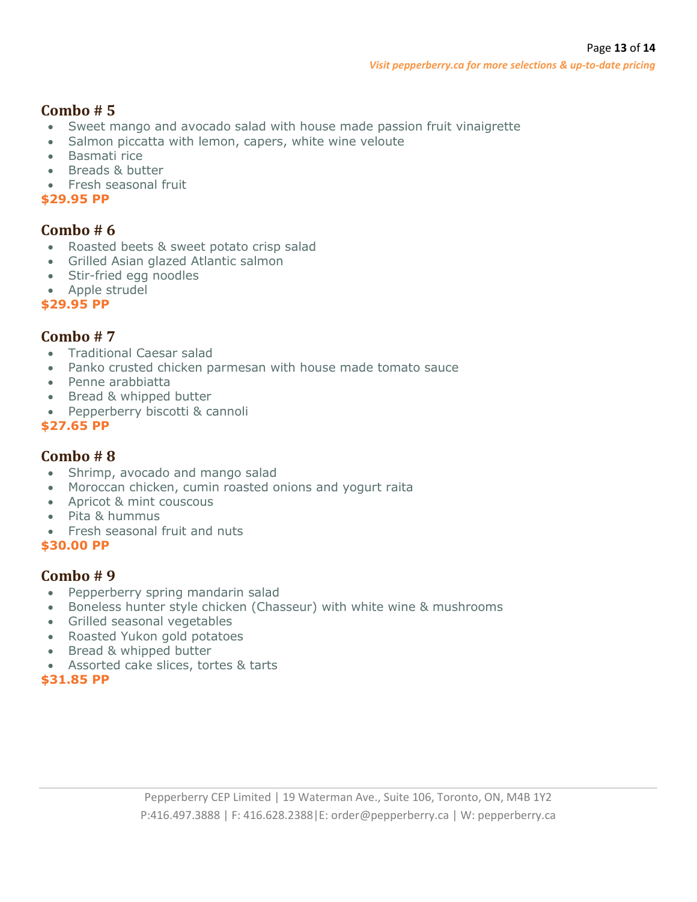## Combo # 5

- Sweet mango and avocado salad with house made passion fruit vinaigrette
- Salmon piccatta with lemon, capers, white wine veloute
- Basmati rice
- Breads & butter
- Fresh seasonal fruit

**$29.95 PP**

## Combo # 6

- Roasted beets & sweet potato crisp salad
- Grilled Asian glazed Atlantic salmon
- Stir-fried egg noodles
- Apple strudel

**$29.95 PP**

## Combo # 7

- Traditional Caesar salad
- Panko crusted chicken parmesan with house made tomato sauce
- Penne arabbiatta
- Bread & whipped butter
- Pepperberry biscotti & cannoli

**$27.65 PP**

## Combo # 8

- Shrimp, avocado and mango salad
- Moroccan chicken, cumin roasted onions and yogurt raita
- Apricot & mint couscous
- Pita & hummus
- Fresh seasonal fruit and nuts

**$30.00 PP**

## Combo # 9

- Pepperberry spring mandarin salad
- Boneless hunter style chicken (Chasseur) with white wine & mushrooms
- Grilled seasonal vegetables
- Roasted Yukon gold potatoes
- Bread & whipped butter
- Assorted cake slices, tortes & tarts

**$31.85 PP**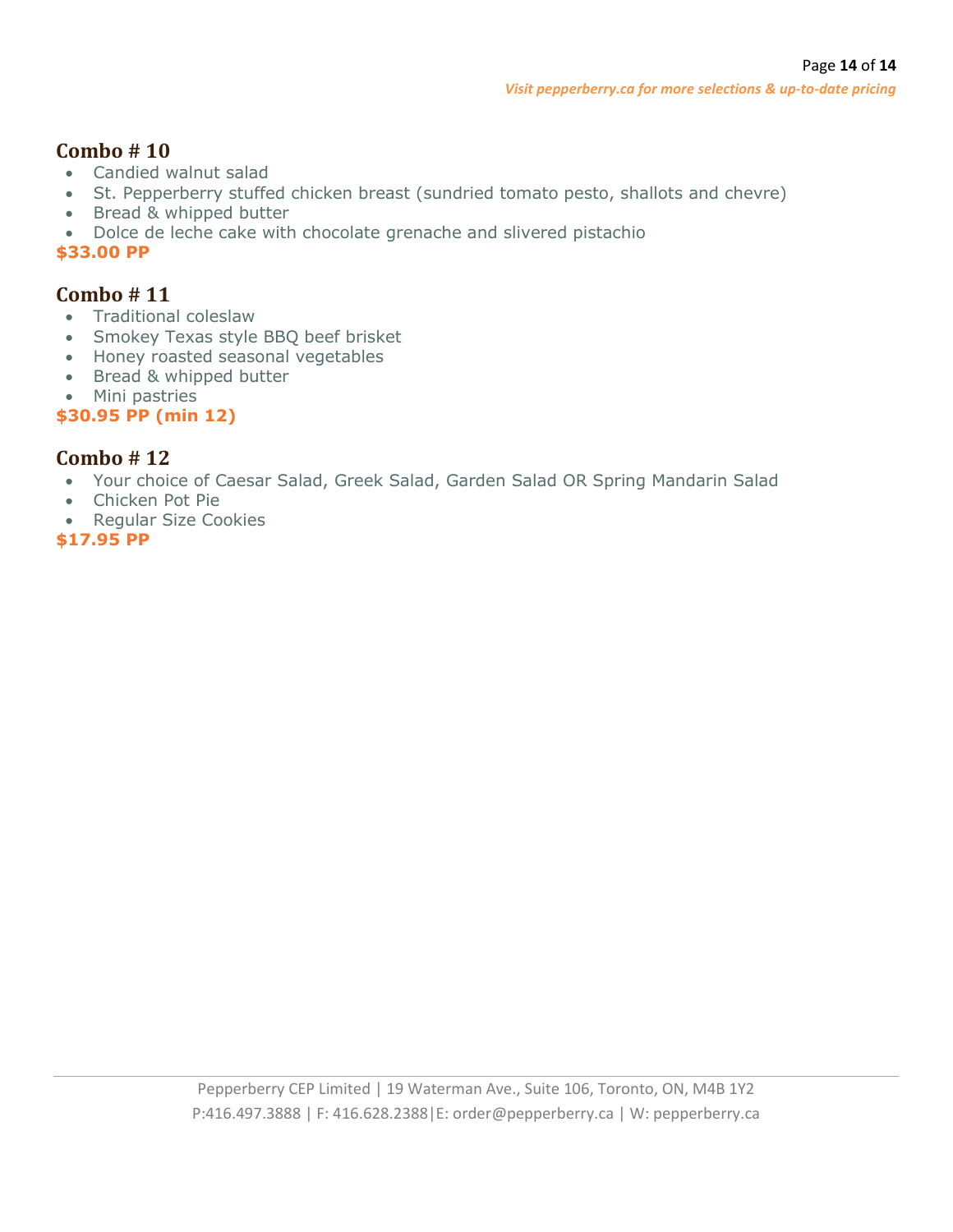## Combo # 10

- Candied walnut salad
- St. Pepperberry stuffed chicken breast (sundried tomato pesto, shallots and chevre)
- Bread & whipped butter
- Dolce de leche cake with chocolate grenache and slivered pistachio

**$33.00 PP**

## Combo # 11

- Traditional coleslaw
- Smokey Texas style BBQ beef brisket
- Honey roasted seasonal vegetables
- Bread & whipped butter
- Mini pastries

**$30.95 PP (min 12)**

## Combo # 12

- Your choice of Caesar Salad, Greek Salad, Garden Salad OR Spring Mandarin Salad
- Chicken Pot Pie
- Regular Size Cookies

**$17.95 PP**